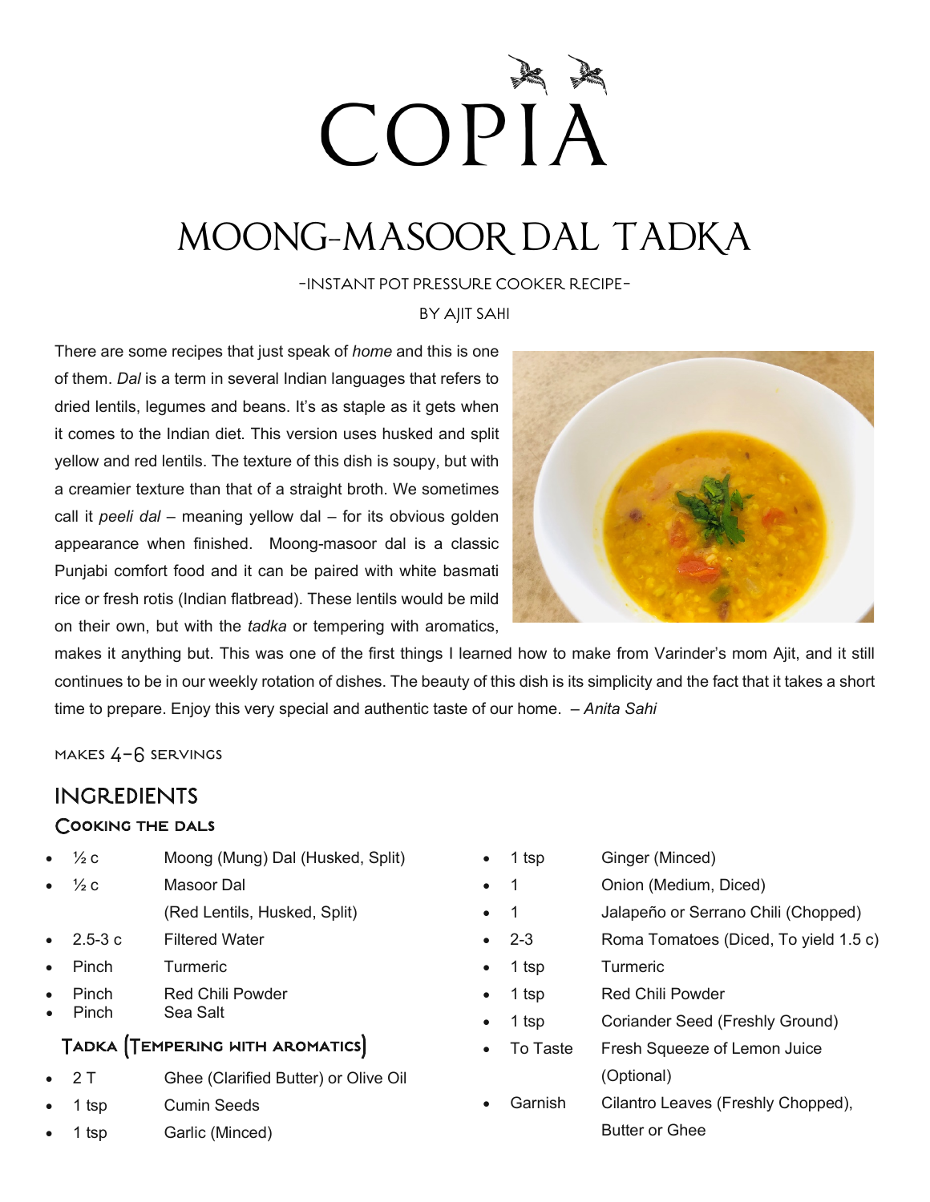# COPIA

# MOONG-MASOOR DAL TADKA

-INSTANT POT PRESSURE COOKER RECIPE-

BY AJIT SAHI

There are some recipes that just speak of *home* and this is one of them. *Dal* is a term in several Indian languages that refers to dried lentils, legumes and beans. It's as staple as it gets when it comes to the Indian diet. This version uses husked and split yellow and red lentils. The texture of this dish is soupy, but with a creamier texture than that of a straight broth. We sometimes call it *peeli dal* – meaning yellow dal – for its obvious golden appearance when finished. Moong-masoor dal is a classic Punjabi comfort food and it can be paired with white basmati rice or fresh rotis (Indian flatbread). These lentils would be mild on their own, but with the *tadka* or tempering with aromatics, makes it anything but. This was one of the first things I learned how to make from Varinder's mom Ajit, and it still continues to be in our weekly rotation of dishes. The beauty of this dish is its simplicity and the fact that it takes a short time to prepare. Enjoy this very special and authentic taste of our home. – *Anita Sahi*

MAKES 4-6 SERVINGS

## INGREDIENTS

### Cooking the Dals

- ½ c — Moong (Mung) Dal (Husked, Split)
- ½ c — Masoor Dal (Red Lentils, Husked, Split)
- 2.5-3 c — Filtered Water
- Pinch — Turmeric
- Pinch — Red Chili Powder
- Pinch — Sea Salt

### Tadka (Tempering with Aromatics)

- 2 T — Ghee (Clarified Butter) or Olive Oil
- 1 tsp — Cumin Seeds
- 1 tsp — Garlic (Minced)
- 1 tsp — Ginger (Minced)
- 1 — Onion (Medium, Diced)
- 1 — Jalapeño or Serrano Chili (Chopped)
- 2-3 — Roma Tomatoes (Diced, To yield 1.5 c)
- 1 tsp — Turmeric
- 1 tsp — Red Chili Powder
- 1 tsp — Coriander Seed (Freshly Ground)
- To Taste — Fresh Squeeze of Lemon Juice (Optional)
- Garnish — Cilantro Leaves (Freshly Chopped), Butter or Ghee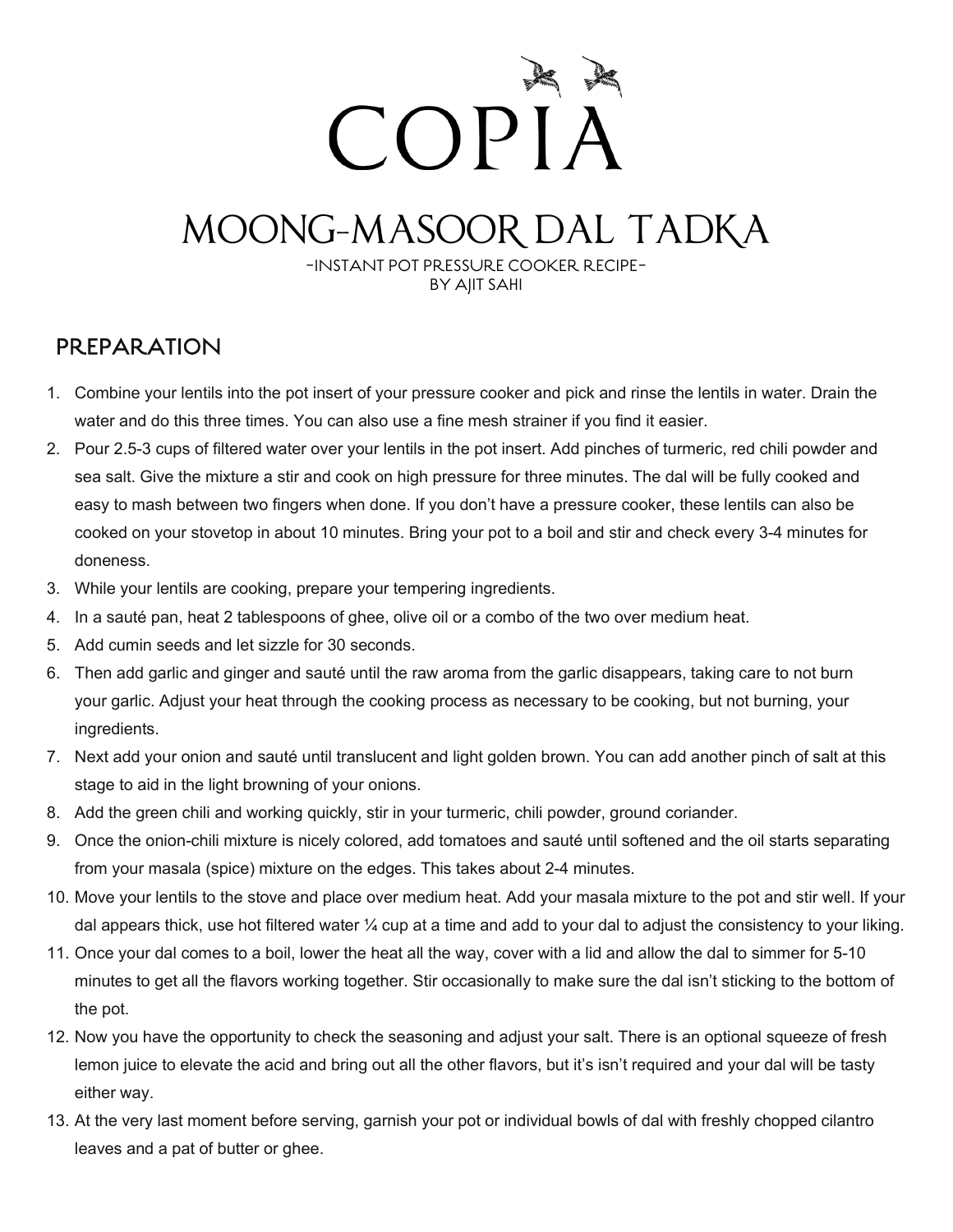# COPIA

## MOONG-MASOOR DAL TADKA

-INSTANT POT PRESSURE COOKER RECIPE-
BY AJIT SAHI

### PREPARATION

1. Combine your lentils into the pot insert of your pressure cooker and pick and rinse the lentils in water. Drain the water and do this three times. You can also use a fine mesh strainer if you find it easier.
2. Pour 2.5-3 cups of filtered water over your lentils in the pot insert. Add pinches of turmeric, red chili powder and sea salt. Give the mixture a stir and cook on high pressure for three minutes. The dal will be fully cooked and easy to mash between two fingers when done. If you don't have a pressure cooker, these lentils can also be cooked on your stovetop in about 10 minutes. Bring your pot to a boil and stir and check every 3-4 minutes for doneness.
3. While your lentils are cooking, prepare your tempering ingredients.
4. In a sauté pan, heat 2 tablespoons of ghee, olive oil or a combo of the two over medium heat.
5. Add cumin seeds and let sizzle for 30 seconds.
6. Then add garlic and ginger and sauté until the raw aroma from the garlic disappears, taking care to not burn your garlic. Adjust your heat through the cooking process as necessary to be cooking, but not burning, your ingredients.
7. Next add your onion and sauté until translucent and light golden brown. You can add another pinch of salt at this stage to aid in the light browning of your onions.
8. Add the green chili and working quickly, stir in your turmeric, chili powder, ground coriander.
9. Once the onion-chili mixture is nicely colored, add tomatoes and sauté until softened and the oil starts separating from your masala (spice) mixture on the edges. This takes about 2-4 minutes.
10. Move your lentils to the stove and place over medium heat. Add your masala mixture to the pot and stir well. If your dal appears thick, use hot filtered water ¼ cup at a time and add to your dal to adjust the consistency to your liking.
11. Once your dal comes to a boil, lower the heat all the way, cover with a lid and allow the dal to simmer for 5-10 minutes to get all the flavors working together. Stir occasionally to make sure the dal isn't sticking to the bottom of the pot.
12. Now you have the opportunity to check the seasoning and adjust your salt. There is an optional squeeze of fresh lemon juice to elevate the acid and bring out all the other flavors, but it's isn't required and your dal will be tasty either way.
13. At the very last moment before serving, garnish your pot or individual bowls of dal with freshly chopped cilantro leaves and a pat of butter or ghee.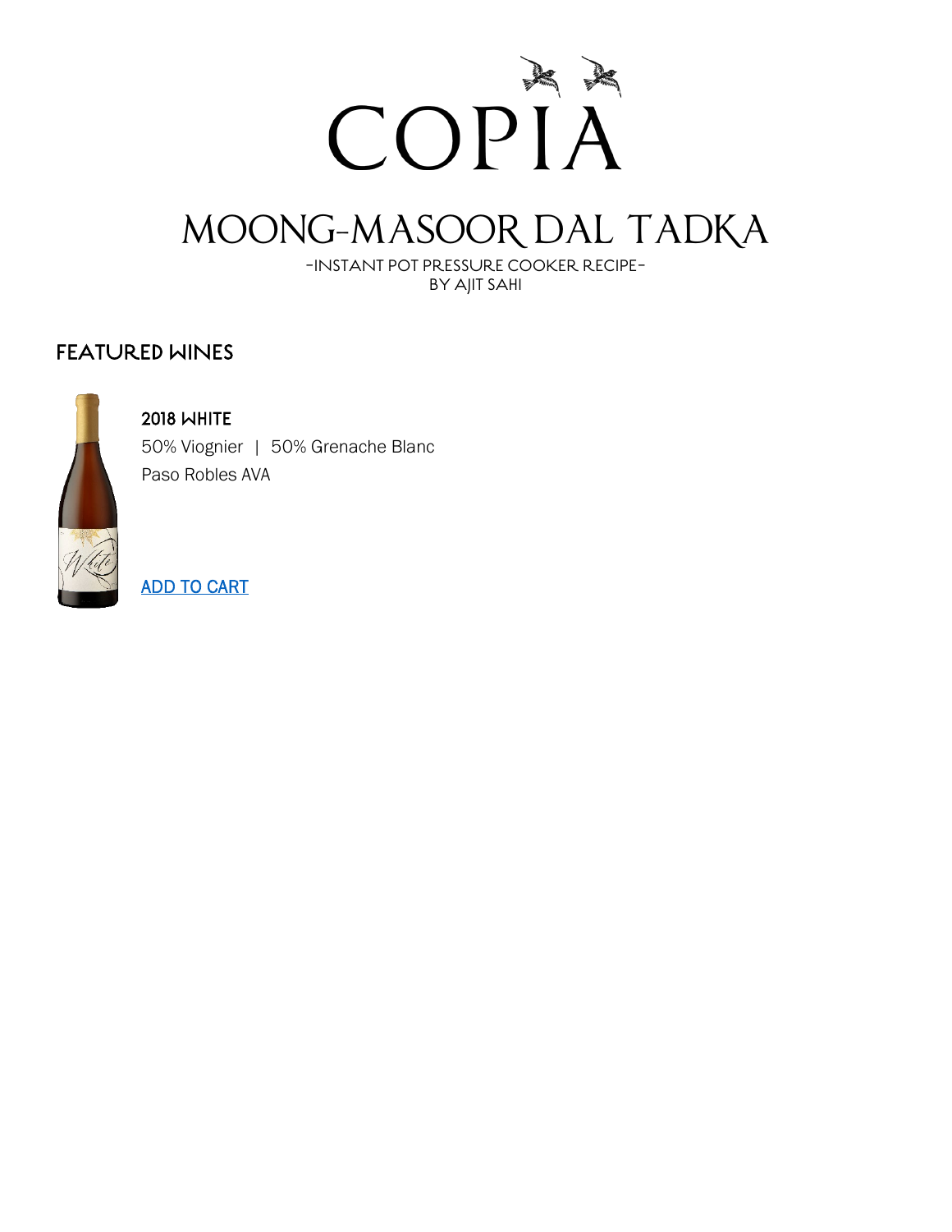# COPIA

## MOONG-MASOOR DAL TADKA

-INSTANT POT PRESSURE COOKER RECIPE-
BY AJIT SAHI

### FEATURED WINES

**2018 WHITE**

50% Viognier | 50% Grenache Blanc

Paso Robles AVA

ADD TO CART